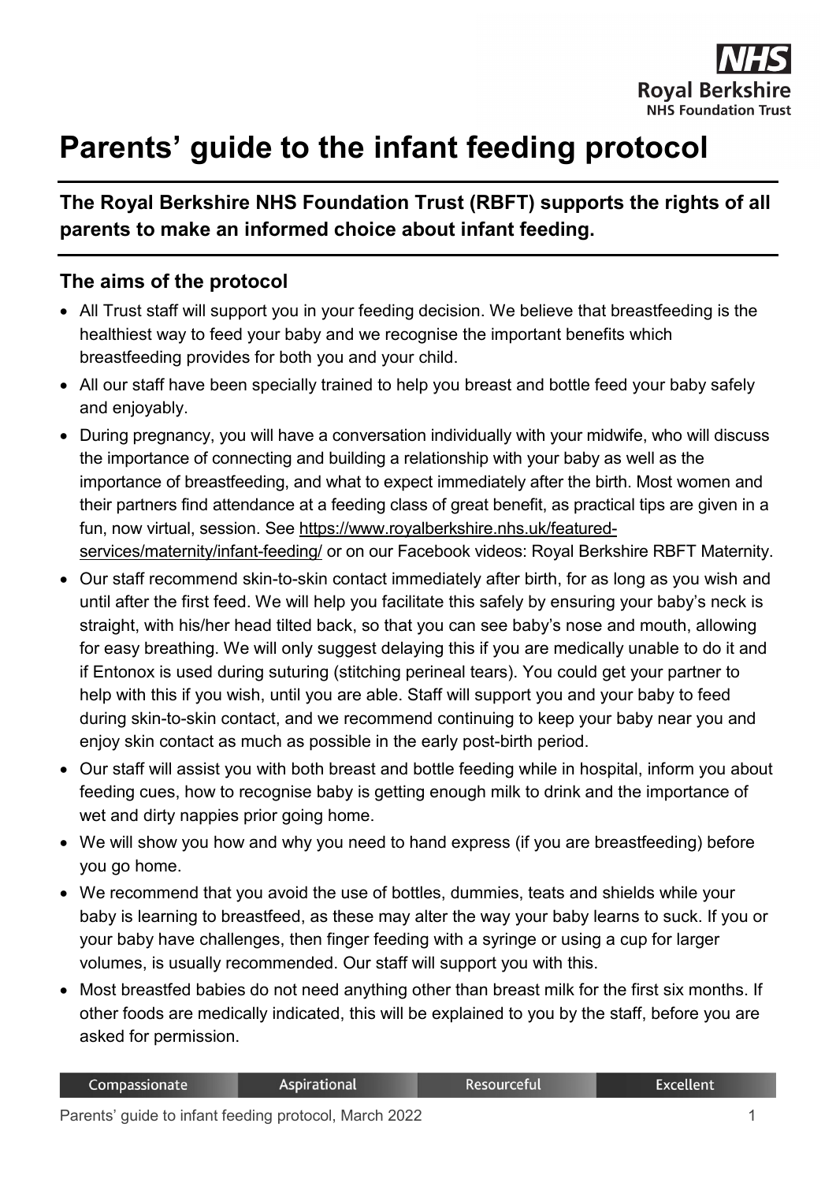# Parents' guide to the infant feeding protocol

**The Royal Berkshire NHS Foundation Trust (RBFT) supports the rights of all parents to make an informed choice about infant feeding.**

## The aims of the protocol

- All Trust staff will support you in your feeding decision. We believe that breastfeeding is the healthiest way to feed your baby and we recognise the important benefits which breastfeeding provides for both you and your child.
- All our staff have been specially trained to help you breast and bottle feed your baby safely and enjoyably.
- During pregnancy, you will have a conversation individually with your midwife, who will discuss the importance of connecting and building a relationship with your baby as well as the importance of breastfeeding, and what to expect immediately after the birth. Most women and their partners find attendance at a feeding class of great benefit, as practical tips are given in a fun, now virtual, session. See https://www.royalberkshire.nhs.uk/featured-services/maternity/infant-feeding/ or on our Facebook videos: Royal Berkshire RBFT Maternity.
- Our staff recommend skin-to-skin contact immediately after birth, for as long as you wish and until after the first feed. We will help you facilitate this safely by ensuring your baby's neck is straight, with his/her head tilted back, so that you can see baby's nose and mouth, allowing for easy breathing. We will only suggest delaying this if you are medically unable to do it and if Entonox is used during suturing (stitching perineal tears). You could get your partner to help with this if you wish, until you are able. Staff will support you and your baby to feed during skin-to-skin contact, and we recommend continuing to keep your baby near you and enjoy skin contact as much as possible in the early post-birth period.
- Our staff will assist you with both breast and bottle feeding while in hospital, inform you about feeding cues, how to recognise baby is getting enough milk to drink and the importance of wet and dirty nappies prior going home.
- We will show you how and why you need to hand express (if you are breastfeeding) before you go home.
- We recommend that you avoid the use of bottles, dummies, teats and shields while your baby is learning to breastfeed, as these may alter the way your baby learns to suck. If you or your baby have challenges, then finger feeding with a syringe or using a cup for larger volumes, is usually recommended. Our staff will support you with this.
- Most breastfed babies do not need anything other than breast milk for the first six months. If other foods are medically indicated, this will be explained to you by the staff, before you are asked for permission.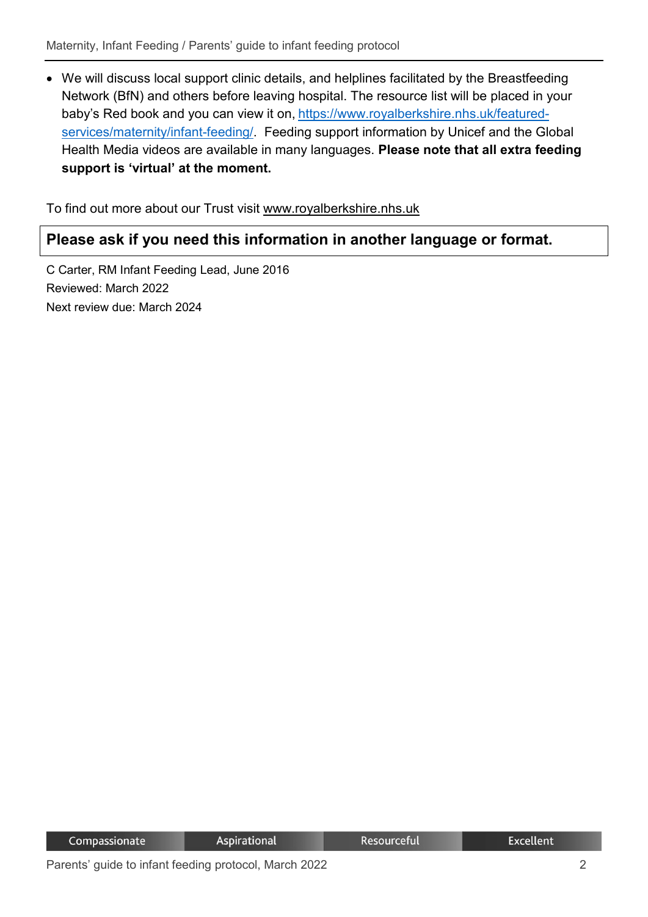- We will discuss local support clinic details, and helplines facilitated by the Breastfeeding Network (BfN) and others before leaving hospital. The resource list will be placed in your baby's Red book and you can view it on, [https://www.royalberkshire.nhs.uk/featured-services/maternity/infant-feeding/](https://www.royalberkshire.nhs.uk/featured-services/maternity/infant-feeding/). Feeding support information by Unicef and the Global Health Media videos are available in many languages. **Please note that all extra feeding support is 'virtual' at the moment.**

To find out more about our Trust visit www.royalberkshire.nhs.uk

**Please ask if you need this information in another language or format.**

C Carter, RM Infant Feeding Lead, June 2016
Reviewed: March 2022
Next review due: March 2024